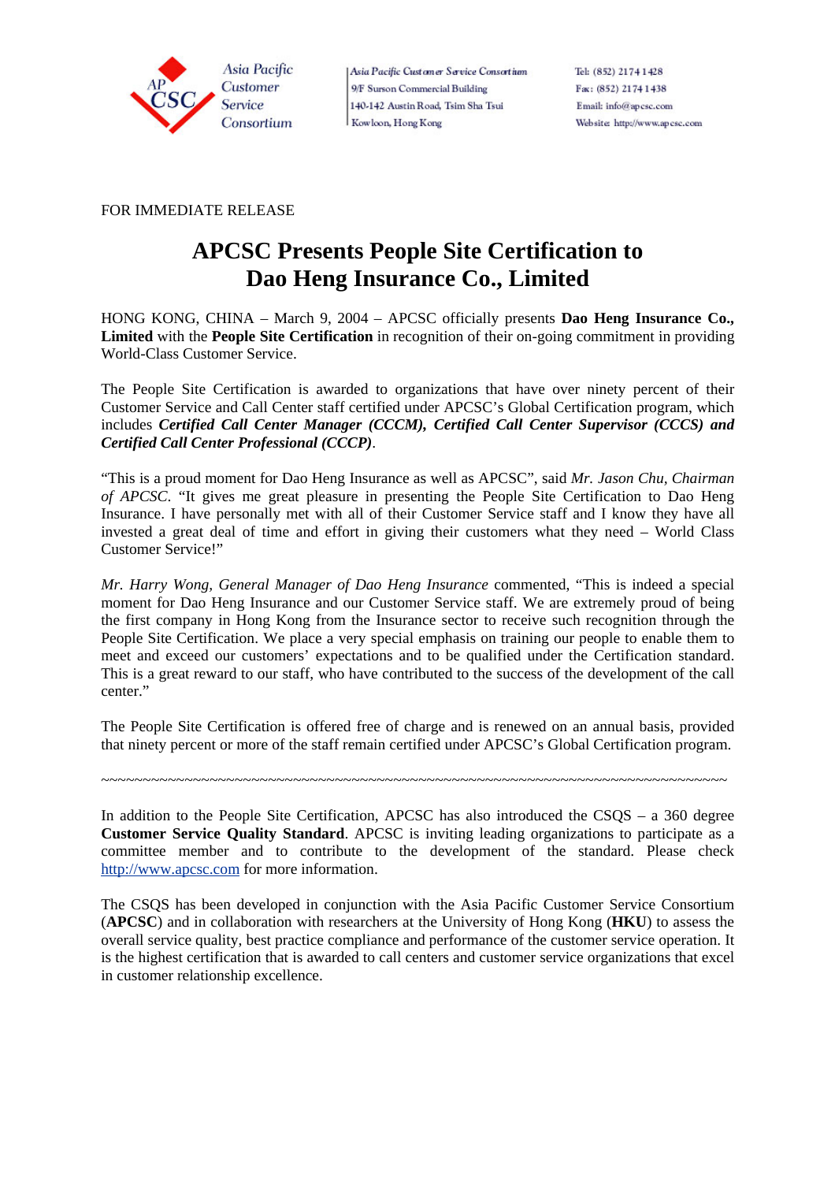Asia Pacific Customer Service Consortium

Asia Pacific Customer Service Consortium
9/F Surson Commercial Building
140-142 Austin Road, Tsim Sha Tsui
Kowloon, Hong Kong

Tel: (852) 2174 1428
Fax: (852) 2174 1438
Email: info@apcsc.com
Website: http://www.apcsc.com

FOR IMMEDIATE RELEASE

# APCSC Presents People Site Certification to Dao Heng Insurance Co., Limited

HONG KONG, CHINA – March 9, 2004 – APCSC officially presents **Dao Heng Insurance Co., Limited** with the **People Site Certification** in recognition of their on-going commitment in providing World-Class Customer Service.

The People Site Certification is awarded to organizations that have over ninety percent of their Customer Service and Call Center staff certified under APCSC's Global Certification program, which includes ***Certified Call Center Manager (CCCM), Certified Call Center Supervisor (CCCS) and Certified Call Center Professional (CCCP)***.

"This is a proud moment for Dao Heng Insurance as well as APCSC", said *Mr. Jason Chu, Chairman of APCSC*. "It gives me great pleasure in presenting the People Site Certification to Dao Heng Insurance. I have personally met with all of their Customer Service staff and I know they have all invested a great deal of time and effort in giving their customers what they need – World Class Customer Service!"

*Mr. Harry Wong, General Manager of Dao Heng Insurance* commented, "This is indeed a special moment for Dao Heng Insurance and our Customer Service staff. We are extremely proud of being the first company in Hong Kong from the Insurance sector to receive such recognition through the People Site Certification. We place a very special emphasis on training our people to enable them to meet and exceed our customers' expectations and to be qualified under the Certification standard. This is a great reward to our staff, who have contributed to the success of the development of the call center."

The People Site Certification is offered free of charge and is renewed on an annual basis, provided that ninety percent or more of the staff remain certified under APCSC's Global Certification program.

~~~~~~~~~~~~~~~~~~~~~~~~~~~~~~~~~~~~~~~~~~~~~~~~~~~~~~~~~~~~~~~~~~~~~~~~~~~~~~~~~~

In addition to the People Site Certification, APCSC has also introduced the CSQS – a 360 degree **Customer Service Quality Standard**. APCSC is inviting leading organizations to participate as a committee member and to contribute to the development of the standard. Please check http://www.apcsc.com for more information.

The CSQS has been developed in conjunction with the Asia Pacific Customer Service Consortium (**APCSC**) and in collaboration with researchers at the University of Hong Kong (**HKU**) to assess the overall service quality, best practice compliance and performance of the customer service operation. It is the highest certification that is awarded to call centers and customer service organizations that excel in customer relationship excellence.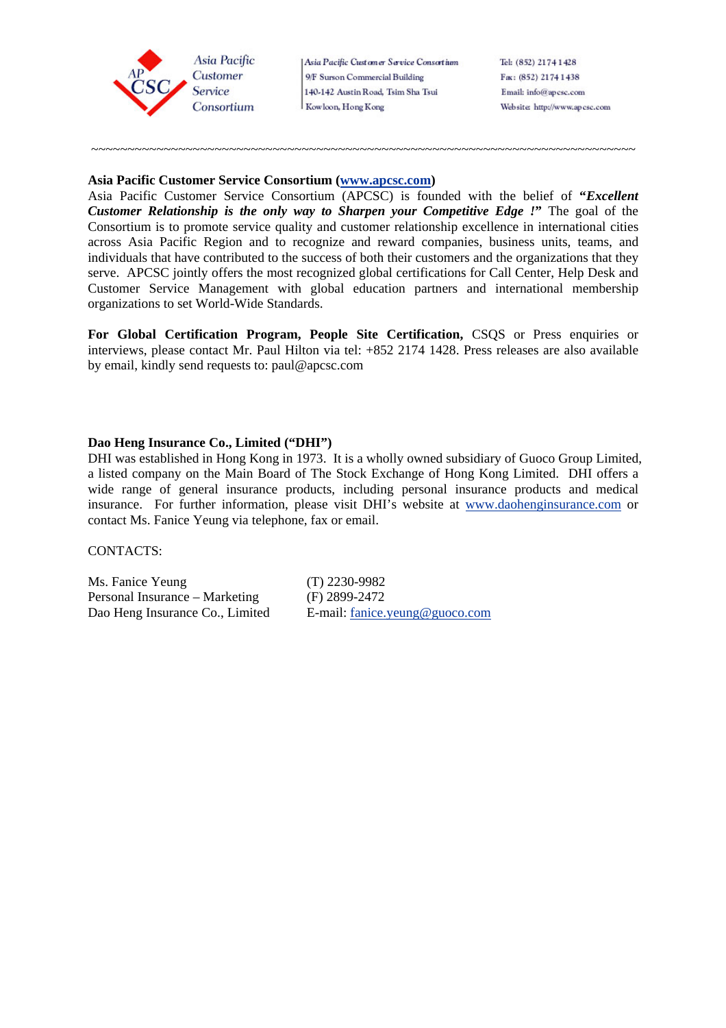**Asia Pacific Customer Service Consortium (www.apcsc.com)**
Asia Pacific Customer Service Consortium (APCSC) is founded with the belief of ***"Excellent Customer Relationship is the only way to Sharpen your Competitive Edge !"*** The goal of the Consortium is to promote service quality and customer relationship excellence in international cities across Asia Pacific Region and to recognize and reward companies, business units, teams, and individuals that have contributed to the success of both their customers and the organizations that they serve. APCSC jointly offers the most recognized global certifications for Call Center, Help Desk and Customer Service Management with global education partners and international membership organizations to set World-Wide Standards.

**For Global Certification Program, People Site Certification,** CSQS or Press enquiries or interviews, please contact Mr. Paul Hilton via tel: +852 2174 1428. Press releases are also available by email, kindly send requests to: paul@apcsc.com

**Dao Heng Insurance Co., Limited ("DHI")**
DHI was established in Hong Kong in 1973. It is a wholly owned subsidiary of Guoco Group Limited, a listed company on the Main Board of The Stock Exchange of Hong Kong Limited. DHI offers a wide range of general insurance products, including personal insurance products and medical insurance. For further information, please visit DHI's website at www.daohenginsurance.com or contact Ms. Fanice Yeung via telephone, fax or email.

CONTACTS:

| | |
|---|---|
| Ms. Fanice Yeung | (T) 2230-9982 |
| Personal Insurance – Marketing | (F) 2899-2472 |
| Dao Heng Insurance Co., Limited | E-mail: fanice.yeung@guoco.com |